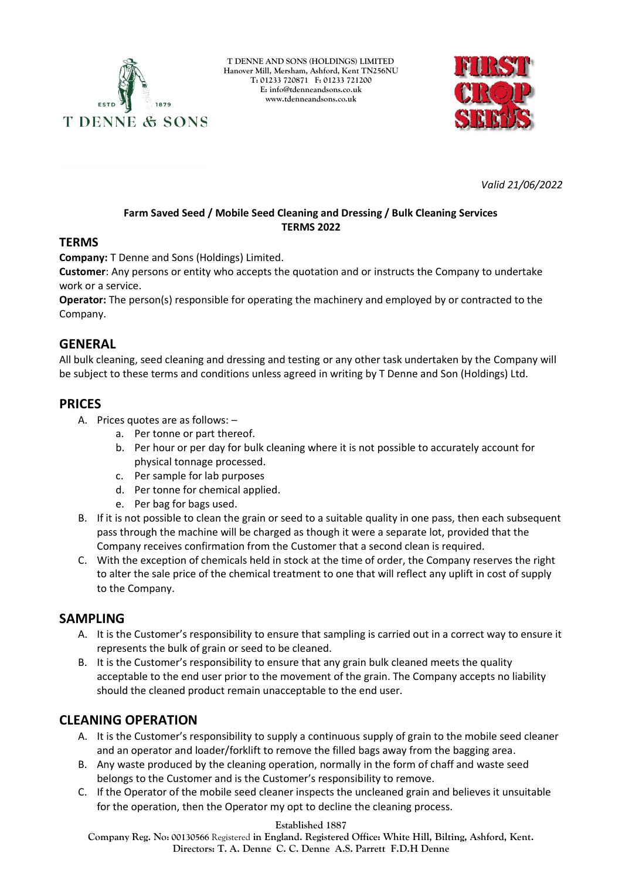T DENNE AND SONS (HOLDINGS) LIMITED
Hanover Mill, Mersham, Ashford, Kent TN256NU
T: 01233 720871 F: 01233 721200
E: info@tdenneandsons.co.uk
www.tdenneandsons.co.uk

*Valid 21/06/2022*

**Farm Saved Seed / Mobile Seed Cleaning and Dressing / Bulk Cleaning Services**
**TERMS 2022**

## TERMS

**Company:** T Denne and Sons (Holdings) Limited.

**Customer**: Any persons or entity who accepts the quotation and or instructs the Company to undertake work or a service.

**Operator:** The person(s) responsible for operating the machinery and employed by or contracted to the Company.

## GENERAL

All bulk cleaning, seed cleaning and dressing and testing or any other task undertaken by the Company will be subject to these terms and conditions unless agreed in writing by T Denne and Son (Holdings) Ltd.

## PRICES

A. Prices quotes are as follows: –
   a. Per tonne or part thereof.
   b. Per hour or per day for bulk cleaning where it is not possible to accurately account for physical tonnage processed.
   c. Per sample for lab purposes
   d. Per tonne for chemical applied.
   e. Per bag for bags used.
B. If it is not possible to clean the grain or seed to a suitable quality in one pass, then each subsequent pass through the machine will be charged as though it were a separate lot, provided that the Company receives confirmation from the Customer that a second clean is required.
C. With the exception of chemicals held in stock at the time of order, the Company reserves the right to alter the sale price of the chemical treatment to one that will reflect any uplift in cost of supply to the Company.

## SAMPLING

A. It is the Customer's responsibility to ensure that sampling is carried out in a correct way to ensure it represents the bulk of grain or seed to be cleaned.
B. It is the Customer's responsibility to ensure that any grain bulk cleaned meets the quality acceptable to the end user prior to the movement of the grain. The Company accepts no liability should the cleaned product remain unacceptable to the end user.

## CLEANING OPERATION

A. It is the Customer's responsibility to supply a continuous supply of grain to the mobile seed cleaner and an operator and loader/forklift to remove the filled bags away from the bagging area.
B. Any waste produced by the cleaning operation, normally in the form of chaff and waste seed belongs to the Customer and is the Customer's responsibility to remove.
C. If the Operator of the mobile seed cleaner inspects the uncleaned grain and believes it unsuitable for the operation, then the Operator my opt to decline the cleaning process.

Established 1887
Company Reg. No: 00130566 Registered in England. Registered Office: White Hill, Bilting, Ashford, Kent.
Directors: T. A. Denne C. C. Denne A.S. Parrett F.D.H Denne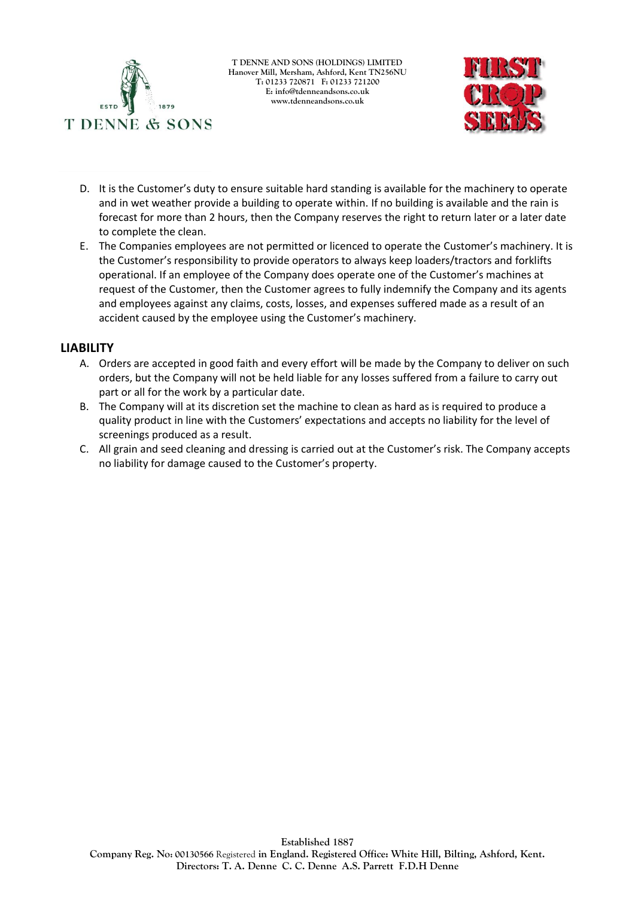D. It is the Customer's duty to ensure suitable hard standing is available for the machinery to operate and in wet weather provide a building to operate within. If no building is available and the rain is forecast for more than 2 hours, then the Company reserves the right to return later or a later date to complete the clean.

E. The Companies employees are not permitted or licenced to operate the Customer's machinery. It is the Customer's responsibility to provide operators to always keep loaders/tractors and forklifts operational. If an employee of the Company does operate one of the Customer's machines at request of the Customer, then the Customer agrees to fully indemnify the Company and its agents and employees against any claims, costs, losses, and expenses suffered made as a result of an accident caused by the employee using the Customer's machinery.

## LIABILITY

A. Orders are accepted in good faith and every effort will be made by the Company to deliver on such orders, but the Company will not be held liable for any losses suffered from a failure to carry out part or all for the work by a particular date.

B. The Company will at its discretion set the machine to clean as hard as is required to produce a quality product in line with the Customers' expectations and accepts no liability for the level of screenings produced as a result.

C. All grain and seed cleaning and dressing is carried out at the Customer's risk. The Company accepts no liability for damage caused to the Customer's property.